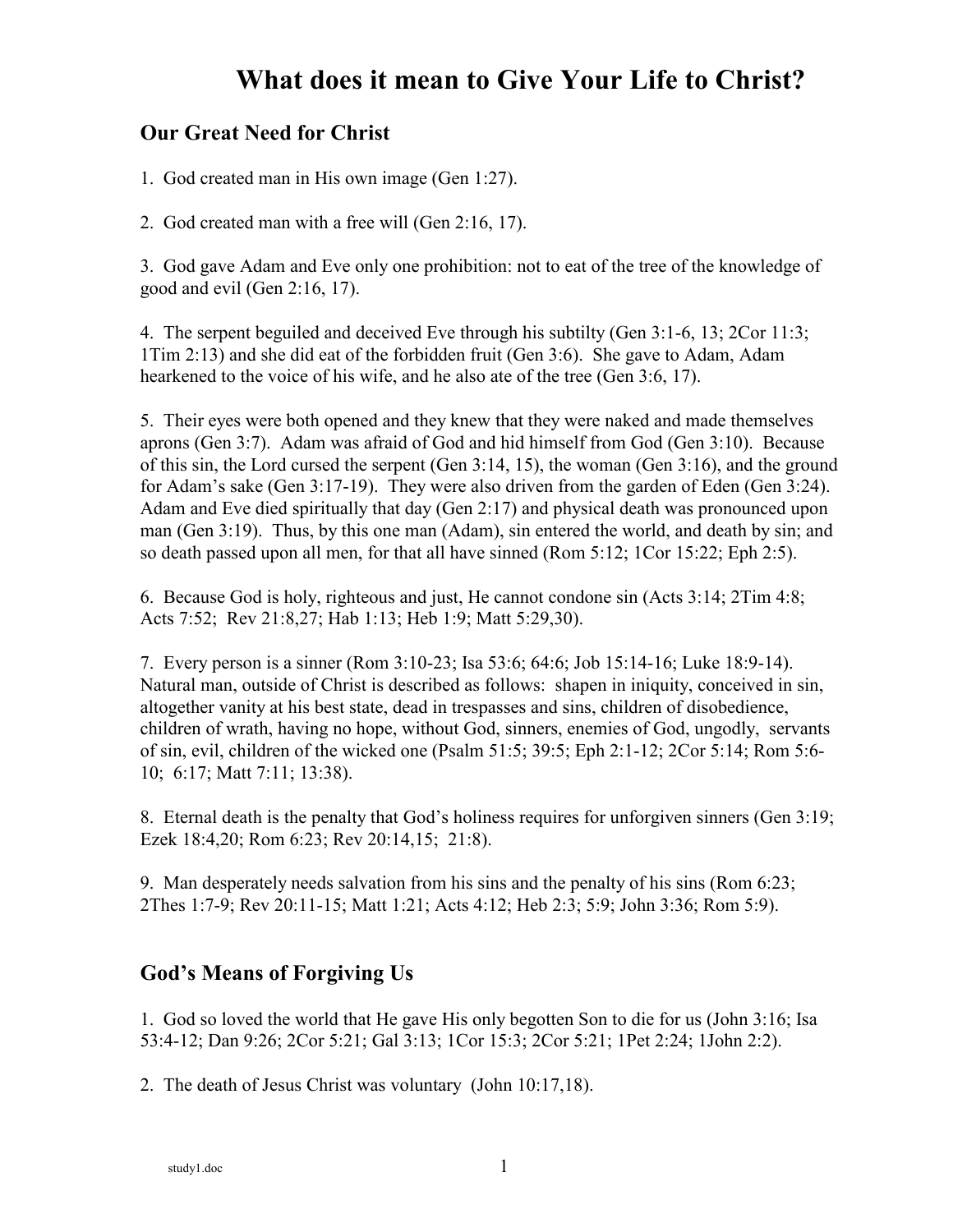# What does it mean to Give Your Life to Christ?

## Our Great Need for Christ

1. God created man in His own image (Gen 1:27).

2. God created man with a free will (Gen 2:16, 17).

3. God gave Adam and Eve only one prohibition: not to eat of the tree of the knowledge of good and evil (Gen 2:16, 17).

4. The serpent beguiled and deceived Eve through his subtilty (Gen 3:1-6, 13; 2Cor 11:3; 1Tim 2:13) and she did eat of the forbidden fruit (Gen 3:6). She gave to Adam, Adam hearkened to the voice of his wife, and he also ate of the tree (Gen 3:6, 17).

5. Their eyes were both opened and they knew that they were naked and made themselves aprons (Gen 3:7). Adam was afraid of God and hid himself from God (Gen 3:10). Because of this sin, the Lord cursed the serpent (Gen 3:14, 15), the woman (Gen 3:16), and the ground for Adam's sake (Gen 3:17-19). They were also driven from the garden of Eden (Gen 3:24). Adam and Eve died spiritually that day (Gen 2:17) and physical death was pronounced upon man (Gen 3:19). Thus, by this one man (Adam), sin entered the world, and death by sin; and so death passed upon all men, for that all have sinned (Rom 5:12; 1Cor 15:22; Eph 2:5).

6. Because God is holy, righteous and just, He cannot condone sin (Acts 3:14; 2Tim 4:8; Acts 7:52; Rev 21:8,27; Hab 1:13; Heb 1:9; Matt 5:29,30).

7. Every person is a sinner (Rom 3:10-23; Isa 53:6; 64:6; Job 15:14-16; Luke 18:9-14). Natural man, outside of Christ is described as follows: shapen in iniquity, conceived in sin, altogether vanity at his best state, dead in trespasses and sins, children of disobedience, children of wrath, having no hope, without God, sinners, enemies of God, ungodly, servants of sin, evil, children of the wicked one (Psalm 51:5; 39:5; Eph 2:1-12; 2Cor 5:14; Rom 5:6-10; 6:17; Matt 7:11; 13:38).

8. Eternal death is the penalty that God's holiness requires for unforgiven sinners (Gen 3:19; Ezek 18:4,20; Rom 6:23; Rev 20:14,15; 21:8).

9. Man desperately needs salvation from his sins and the penalty of his sins (Rom 6:23; 2Thes 1:7-9; Rev 20:11-15; Matt 1:21; Acts 4:12; Heb 2:3; 5:9; John 3:36; Rom 5:9).

## God's Means of Forgiving Us

1. God so loved the world that He gave His only begotten Son to die for us (John 3:16; Isa 53:4-12; Dan 9:26; 2Cor 5:21; Gal 3:13; 1Cor 15:3; 2Cor 5:21; 1Pet 2:24; 1John 2:2).

2. The death of Jesus Christ was voluntary (John 10:17,18).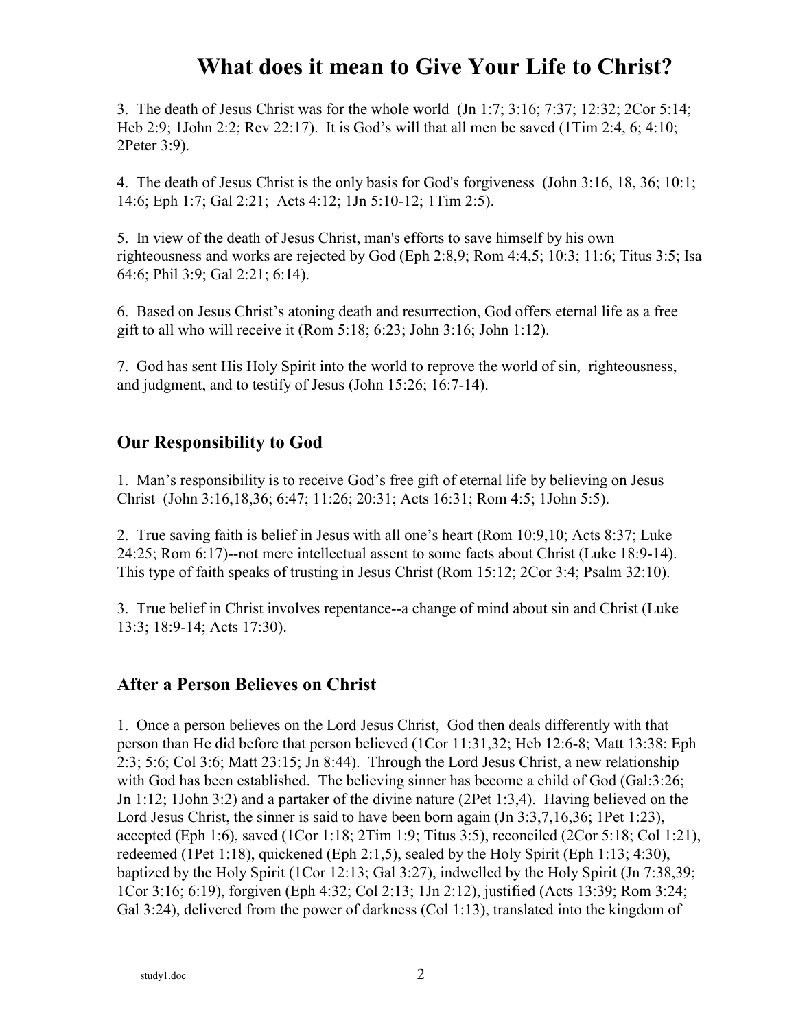# What does it mean to Give Your Life to Christ?

3. The death of Jesus Christ was for the whole world (Jn 1:7; 3:16; 7:37; 12:32; 2Cor 5:14; Heb 2:9; 1John 2:2; Rev 22:17). It is God's will that all men be saved (1Tim 2:4, 6; 4:10; 2Peter 3:9).

4. The death of Jesus Christ is the only basis for God's forgiveness (John 3:16, 18, 36; 10:1; 14:6; Eph 1:7; Gal 2:21; Acts 4:12; 1Jn 5:10-12; 1Tim 2:5).

5. In view of the death of Jesus Christ, man's efforts to save himself by his own righteousness and works are rejected by God (Eph 2:8,9; Rom 4:4,5; 10:3; 11:6; Titus 3:5; Isa 64:6; Phil 3:9; Gal 2:21; 6:14).

6. Based on Jesus Christ's atoning death and resurrection, God offers eternal life as a free gift to all who will receive it (Rom 5:18; 6:23; John 3:16; John 1:12).

7. God has sent His Holy Spirit into the world to reprove the world of sin, righteousness, and judgment, and to testify of Jesus (John 15:26; 16:7-14).

## Our Responsibility to God

1. Man's responsibility is to receive God's free gift of eternal life by believing on Jesus Christ (John 3:16,18,36; 6:47; 11:26; 20:31; Acts 16:31; Rom 4:5; 1John 5:5).

2. True saving faith is belief in Jesus with all one's heart (Rom 10:9,10; Acts 8:37; Luke 24:25; Rom 6:17)--not mere intellectual assent to some facts about Christ (Luke 18:9-14). This type of faith speaks of trusting in Jesus Christ (Rom 15:12; 2Cor 3:4; Psalm 32:10).

3. True belief in Christ involves repentance--a change of mind about sin and Christ (Luke 13:3; 18:9-14; Acts 17:30).

## After a Person Believes on Christ

1. Once a person believes on the Lord Jesus Christ, God then deals differently with that person than He did before that person believed (1Cor 11:31,32; Heb 12:6-8; Matt 13:38: Eph 2:3; 5:6; Col 3:6; Matt 23:15; Jn 8:44). Through the Lord Jesus Christ, a new relationship with God has been established. The believing sinner has become a child of God (Gal:3:26; Jn 1:12; 1John 3:2) and a partaker of the divine nature (2Pet 1:3,4). Having believed on the Lord Jesus Christ, the sinner is said to have been born again (Jn 3:3,7,16,36; 1Pet 1:23), accepted (Eph 1:6), saved (1Cor 1:18; 2Tim 1:9; Titus 3:5), reconciled (2Cor 5:18; Col 1:21), redeemed (1Pet 1:18), quickened (Eph 2:1,5), sealed by the Holy Spirit (Eph 1:13; 4:30), baptized by the Holy Spirit (1Cor 12:13; Gal 3:27), indwelled by the Holy Spirit (Jn 7:38,39; 1Cor 3:16; 6:19), forgiven (Eph 4:32; Col 2:13; 1Jn 2:12), justified (Acts 13:39; Rom 3:24; Gal 3:24), delivered from the power of darkness (Col 1:13), translated into the kingdom of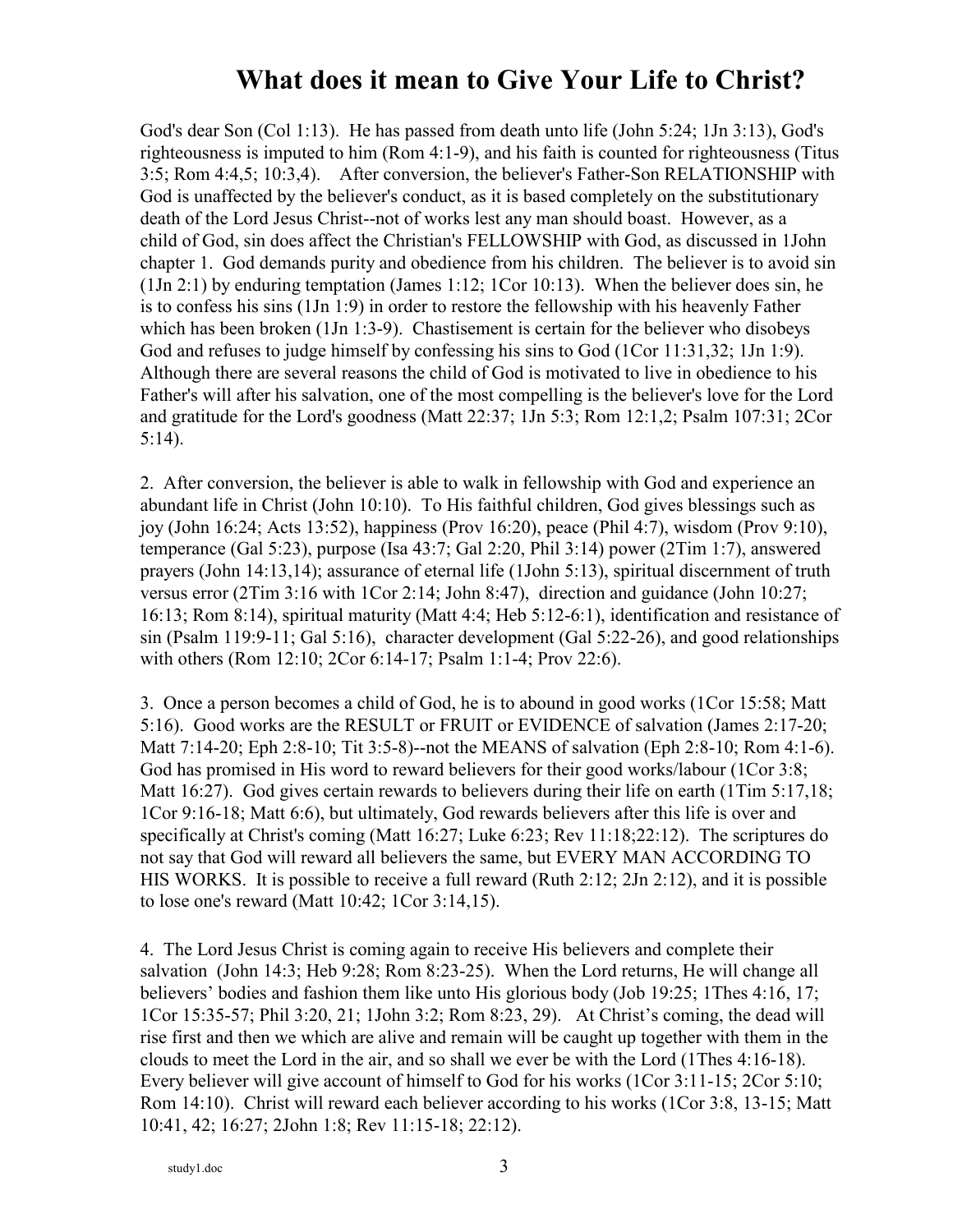God's dear Son (Col 1:13). He has passed from death unto life (John 5:24; 1Jn 3:13), God's righteousness is imputed to him (Rom 4:1-9), and his faith is counted for righteousness (Titus 3:5; Rom 4:4,5; 10:3,4). After conversion, the believer's Father-Son RELATIONSHIP with God is unaffected by the believer's conduct, as it is based completely on the substitutionary death of the Lord Jesus Christ--not of works lest any man should boast. However, as a child of God, sin does affect the Christian's FELLOWSHIP with God, as discussed in 1John chapter 1. God demands purity and obedience from his children. The believer is to avoid sin (1Jn 2:1) by enduring temptation (James 1:12; 1Cor 10:13). When the believer does sin, he is to confess his sins (1Jn 1:9) in order to restore the fellowship with his heavenly Father which has been broken (1Jn 1:3-9). Chastisement is certain for the believer who disobeys God and refuses to judge himself by confessing his sins to God (1Cor 11:31,32; 1Jn 1:9). Although there are several reasons the child of God is motivated to live in obedience to his Father's will after his salvation, one of the most compelling is the believer's love for the Lord and gratitude for the Lord's goodness (Matt 22:37; 1Jn 5:3; Rom 12:1,2; Psalm 107:31; 2Cor 5:14).

2. After conversion, the believer is able to walk in fellowship with God and experience an abundant life in Christ (John 10:10). To His faithful children, God gives blessings such as joy (John 16:24; Acts 13:52), happiness (Prov 16:20), peace (Phil 4:7), wisdom (Prov 9:10), temperance (Gal 5:23), purpose (Isa 43:7; Gal 2:20, Phil 3:14) power (2Tim 1:7), answered prayers (John 14:13,14); assurance of eternal life (1John 5:13), spiritual discernment of truth versus error (2Tim 3:16 with 1Cor 2:14; John 8:47), direction and guidance (John 10:27; 16:13; Rom 8:14), spiritual maturity (Matt 4:4; Heb 5:12-6:1), identification and resistance of sin (Psalm 119:9-11; Gal 5:16), character development (Gal 5:22-26), and good relationships with others (Rom 12:10; 2Cor 6:14-17; Psalm 1:1-4; Prov 22:6).

3. Once a person becomes a child of God, he is to abound in good works (1Cor 15:58; Matt 5:16). Good works are the RESULT or FRUIT or EVIDENCE of salvation (James 2:17-20; Matt 7:14-20; Eph 2:8-10; Tit 3:5-8)--not the MEANS of salvation (Eph 2:8-10; Rom 4:1-6). God has promised in His word to reward believers for their good works/labour (1Cor 3:8; Matt 16:27). God gives certain rewards to believers during their life on earth (1Tim 5:17,18; 1Cor 9:16-18; Matt 6:6), but ultimately, God rewards believers after this life is over and specifically at Christ's coming (Matt 16:27; Luke 6:23; Rev 11:18;22:12). The scriptures do not say that God will reward all believers the same, but EVERY MAN ACCORDING TO HIS WORKS. It is possible to receive a full reward (Ruth 2:12; 2Jn 2:12), and it is possible to lose one's reward (Matt 10:42; 1Cor 3:14,15).

4. The Lord Jesus Christ is coming again to receive His believers and complete their salvation (John 14:3; Heb 9:28; Rom 8:23-25). When the Lord returns, He will change all believers' bodies and fashion them like unto His glorious body (Job 19:25; 1Thes 4:16, 17; 1Cor 15:35-57; Phil 3:20, 21; 1John 3:2; Rom 8:23, 29). At Christ's coming, the dead will rise first and then we which are alive and remain will be caught up together with them in the clouds to meet the Lord in the air, and so shall we ever be with the Lord (1Thes 4:16-18). Every believer will give account of himself to God for his works (1Cor 3:11-15; 2Cor 5:10; Rom 14:10). Christ will reward each believer according to his works (1Cor 3:8, 13-15; Matt 10:41, 42; 16:27; 2John 1:8; Rev 11:15-18; 22:12).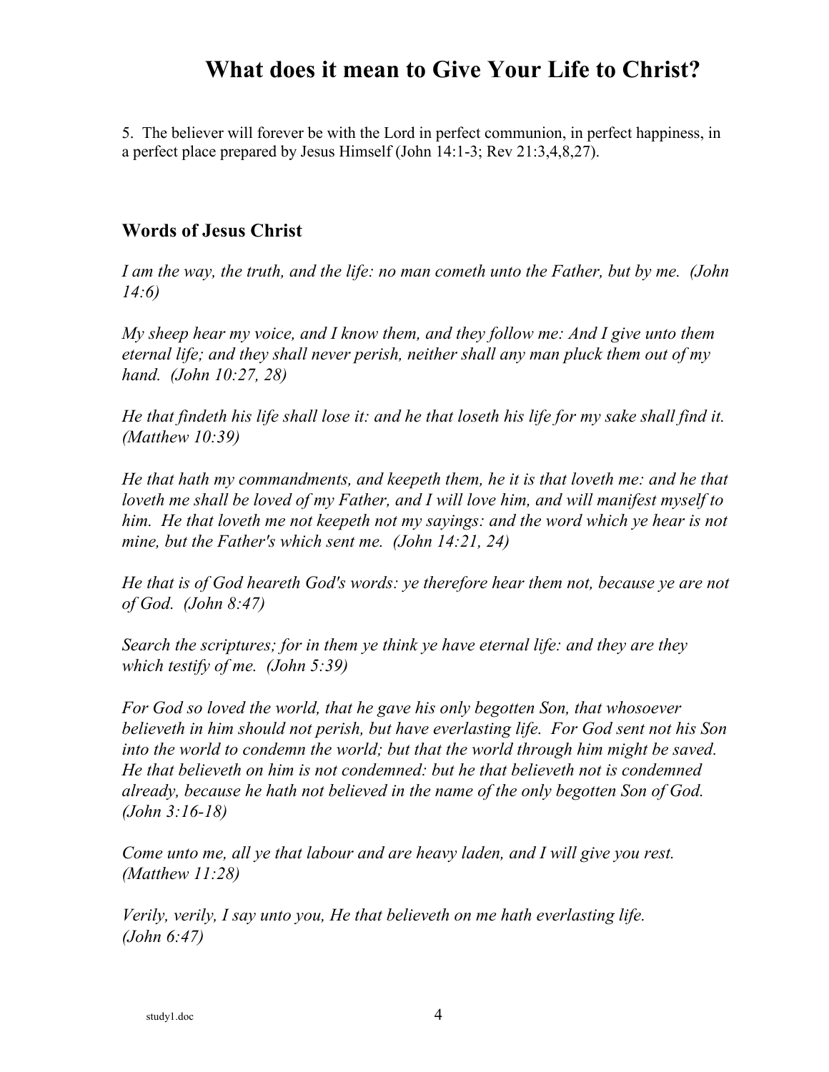5. The believer will forever be with the Lord in perfect communion, in perfect happiness, in a perfect place prepared by Jesus Himself (John 14:1-3; Rev 21:3,4,8,27).

### Words of Jesus Christ

*I am the way, the truth, and the life: no man cometh unto the Father, but by me. (John 14:6)*

*My sheep hear my voice, and I know them, and they follow me: And I give unto them eternal life; and they shall never perish, neither shall any man pluck them out of my hand. (John 10:27, 28)*

*He that findeth his life shall lose it: and he that loseth his life for my sake shall find it. (Matthew 10:39)*

*He that hath my commandments, and keepeth them, he it is that loveth me: and he that loveth me shall be loved of my Father, and I will love him, and will manifest myself to him. He that loveth me not keepeth not my sayings: and the word which ye hear is not mine, but the Father's which sent me. (John 14:21, 24)*

*He that is of God heareth God's words: ye therefore hear them not, because ye are not of God. (John 8:47)*

*Search the scriptures; for in them ye think ye have eternal life: and they are they which testify of me. (John 5:39)*

*For God so loved the world, that he gave his only begotten Son, that whosoever believeth in him should not perish, but have everlasting life. For God sent not his Son into the world to condemn the world; but that the world through him might be saved. He that believeth on him is not condemned: but he that believeth not is condemned already, because he hath not believed in the name of the only begotten Son of God. (John 3:16-18)*

*Come unto me, all ye that labour and are heavy laden, and I will give you rest. (Matthew 11:28)*

*Verily, verily, I say unto you, He that believeth on me hath everlasting life. (John 6:47)*